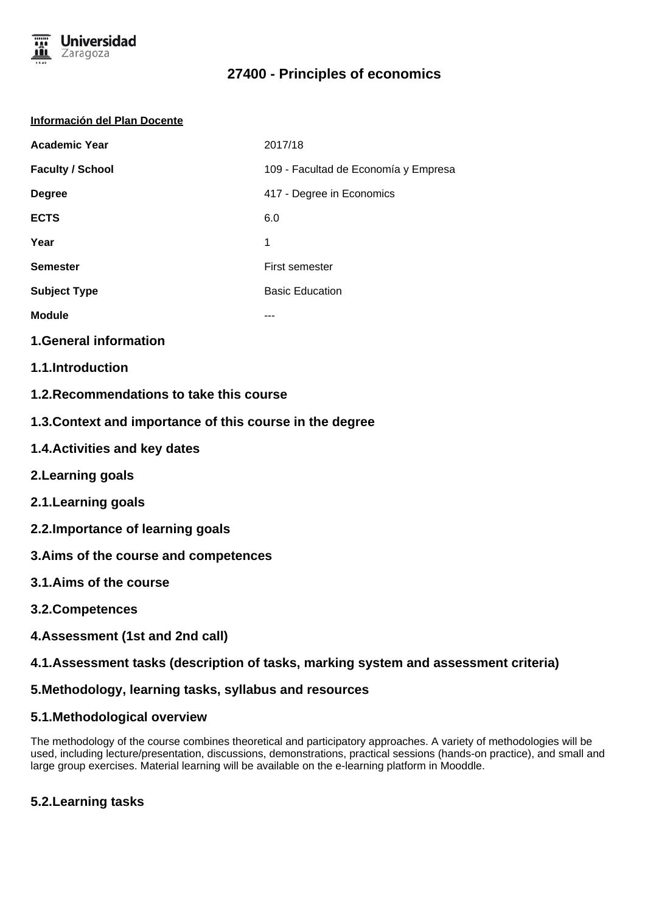# 27400 - Principles of economics

**Información del Plan Docente**

| | |
|---|---|
| **Academic Year** | 2017/18 |
| **Faculty / School** | 109 - Facultad de Economía y Empresa |
| **Degree** | 417 - Degree in Economics |
| **ECTS** | 6.0 |
| **Year** | 1 |
| **Semester** | First semester |
| **Subject Type** | Basic Education |
| **Module** | --- |

## 1.General information

### 1.1.Introduction

### 1.2.Recommendations to take this course

### 1.3.Context and importance of this course in the degree

### 1.4.Activities and key dates

## 2.Learning goals

### 2.1.Learning goals

### 2.2.Importance of learning goals

## 3.Aims of the course and competences

### 3.1.Aims of the course

### 3.2.Competences

## 4.Assessment (1st and 2nd call)

### 4.1.Assessment tasks (description of tasks, marking system and assessment criteria)

## 5.Methodology, learning tasks, syllabus and resources

### 5.1.Methodological overview

The methodology of the course combines theoretical and participatory approaches. A variety of methodologies will be used, including lecture/presentation, discussions, demonstrations, practical sessions (hands-on practice), and small and large group exercises. Material learning will be available on the e-learning platform in Mooddle.

### 5.2.Learning tasks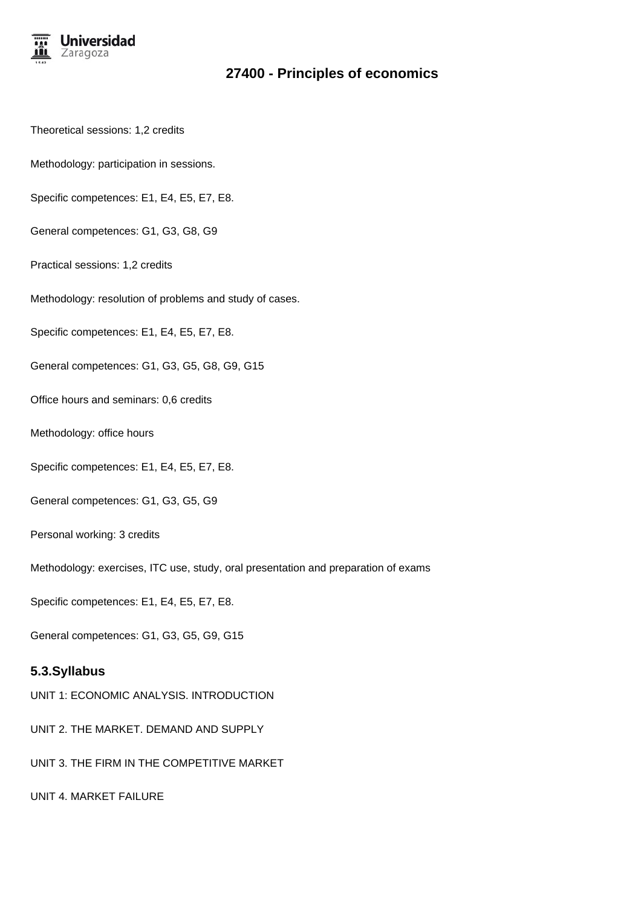Theoretical sessions: 1,2 credits

Methodology: participation in sessions.

Specific competences: E1, E4, E5, E7, E8.

General competences: G1, G3, G8, G9

Practical sessions: 1,2 credits

Methodology: resolution of problems and study of cases.

Specific competences: E1, E4, E5, E7, E8.

General competences: G1, G3, G5, G8, G9, G15

Office hours and seminars: 0,6 credits

Methodology: office hours

Specific competences: E1, E4, E5, E7, E8.

General competences: G1, G3, G5, G9

Personal working: 3 credits

Methodology: exercises, ITC use, study, oral presentation and preparation of exams

Specific competences: E1, E4, E5, E7, E8.

General competences: G1, G3, G5, G9, G15

## 5.3.Syllabus

UNIT 1: ECONOMIC ANALYSIS. INTRODUCTION

UNIT 2. THE MARKET. DEMAND AND SUPPLY

UNIT 3. THE FIRM IN THE COMPETITIVE MARKET

UNIT 4. MARKET FAILURE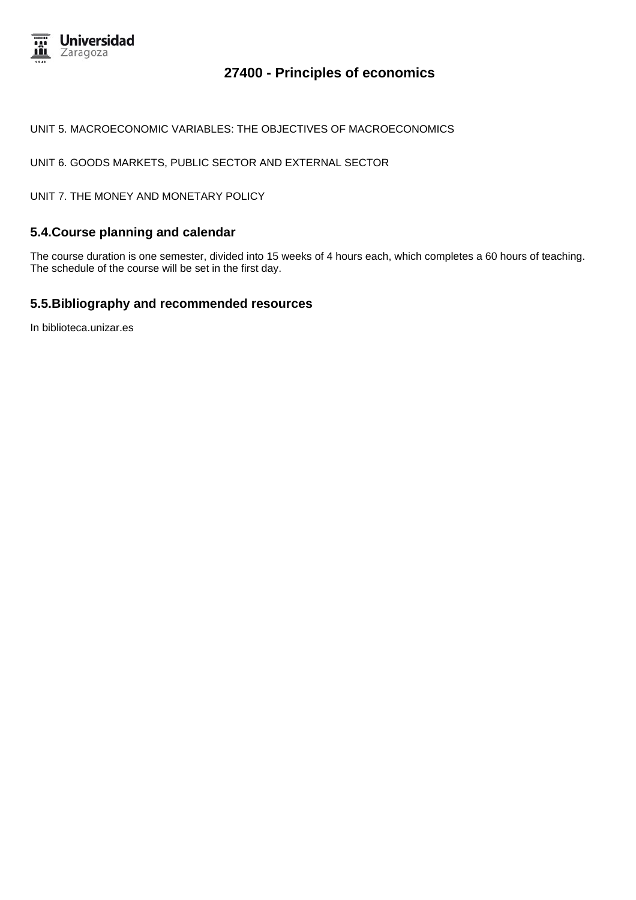UNIT 5. MACROECONOMIC VARIABLES: THE OBJECTIVES OF MACROECONOMICS

UNIT 6. GOODS MARKETS, PUBLIC SECTOR AND EXTERNAL SECTOR

UNIT 7. THE MONEY AND MONETARY POLICY

## 5.4.Course planning and calendar

The course duration is one semester, divided into 15 weeks of 4 hours each, which completes a 60 hours of teaching. The schedule of the course will be set in the first day.

## 5.5.Bibliography and recommended resources

In biblioteca.unizar.es